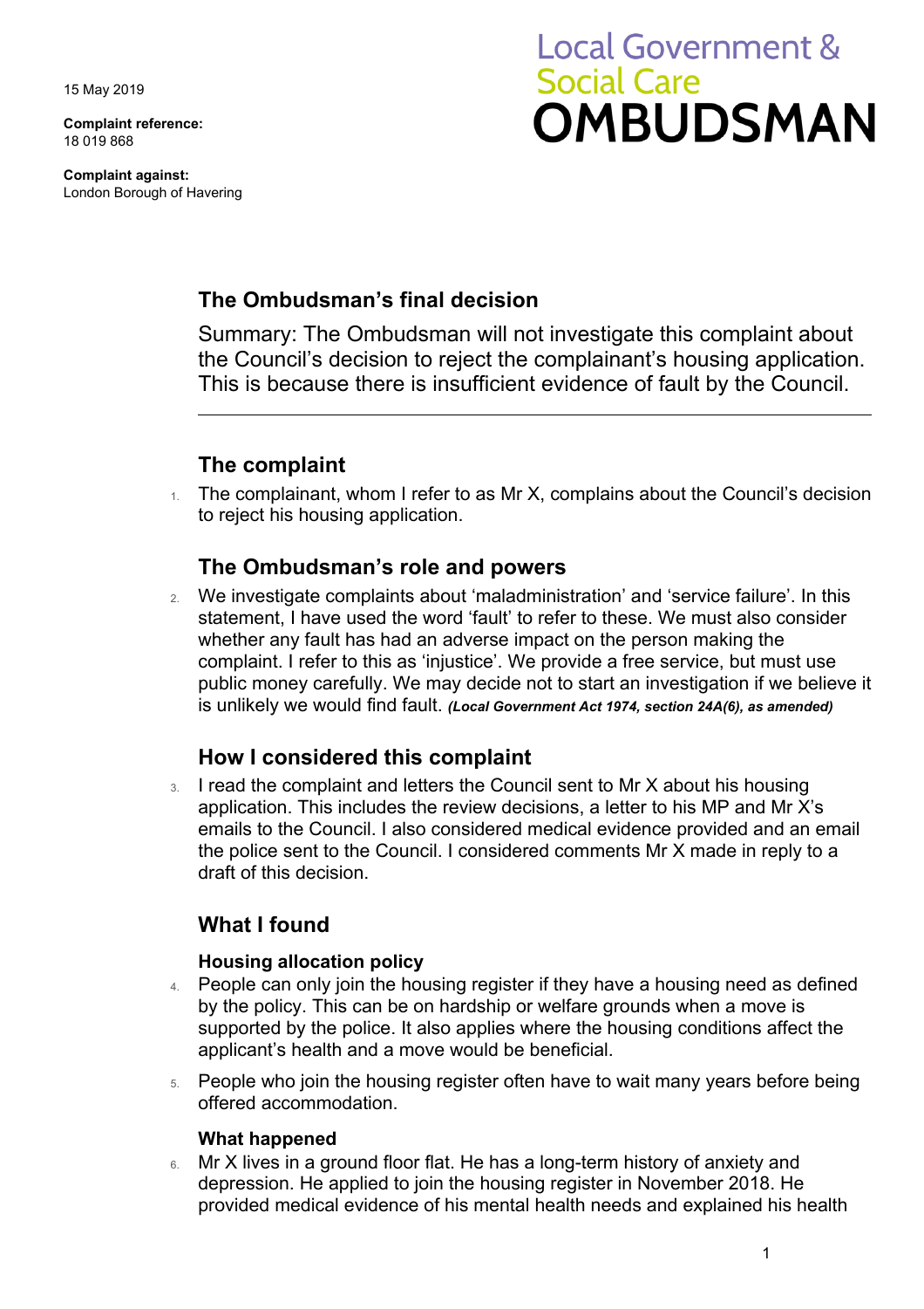15 May 2019

**Complaint reference:**
18 019 868

**Complaint against:**
London Borough of Havering

# Local Government & Social Care OMBUDSMAN

## The Ombudsman's final decision

Summary: The Ombudsman will not investigate this complaint about the Council's decision to reject the complainant's housing application. This is because there is insufficient evidence of fault by the Council.

## The complaint

1. The complainant, whom I refer to as Mr X, complains about the Council's decision to reject his housing application.

## The Ombudsman's role and powers

2. We investigate complaints about 'maladministration' and 'service failure'. In this statement, I have used the word 'fault' to refer to these. We must also consider whether any fault has had an adverse impact on the person making the complaint. I refer to this as 'injustice'. We provide a free service, but must use public money carefully. We may decide not to start an investigation if we believe it is unlikely we would find fault. ***(Local Government Act 1974, section 24A(6), as amended)***

## How I considered this complaint

3. I read the complaint and letters the Council sent to Mr X about his housing application. This includes the review decisions, a letter to his MP and Mr X's emails to the Council. I also considered medical evidence provided and an email the police sent to the Council. I considered comments Mr X made in reply to a draft of this decision.

## What I found

### Housing allocation policy

4. People can only join the housing register if they have a housing need as defined by the policy. This can be on hardship or welfare grounds when a move is supported by the police. It also applies where the housing conditions affect the applicant's health and a move would be beneficial.

5. People who join the housing register often have to wait many years before being offered accommodation.

### What happened

6. Mr X lives in a ground floor flat. He has a long-term history of anxiety and depression. He applied to join the housing register in November 2018. He provided medical evidence of his mental health needs and explained his health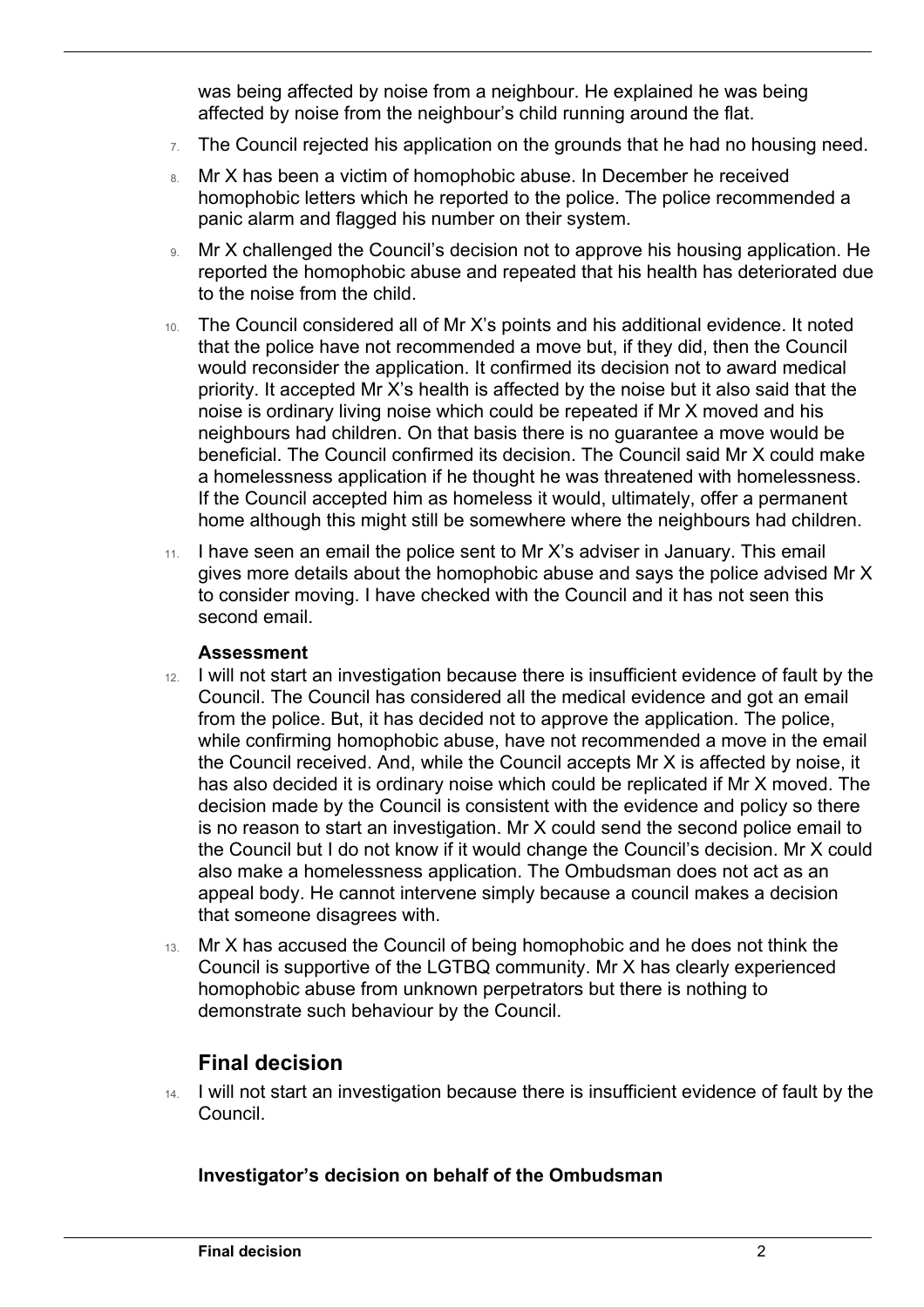was being affected by noise from a neighbour. He explained he was being affected by noise from the neighbour's child running around the flat.

7. The Council rejected his application on the grounds that he had no housing need.
8. Mr X has been a victim of homophobic abuse. In December he received homophobic letters which he reported to the police. The police recommended a panic alarm and flagged his number on their system.
9. Mr X challenged the Council's decision not to approve his housing application. He reported the homophobic abuse and repeated that his health has deteriorated due to the noise from the child.
10. The Council considered all of Mr X's points and his additional evidence. It noted that the police have not recommended a move but, if they did, then the Council would reconsider the application. It confirmed its decision not to award medical priority. It accepted Mr X's health is affected by the noise but it also said that the noise is ordinary living noise which could be repeated if Mr X moved and his neighbours had children. On that basis there is no guarantee a move would be beneficial. The Council confirmed its decision. The Council said Mr X could make a homelessness application if he thought he was threatened with homelessness. If the Council accepted him as homeless it would, ultimately, offer a permanent home although this might still be somewhere where the neighbours had children.
11. I have seen an email the police sent to Mr X's adviser in January. This email gives more details about the homophobic abuse and says the police advised Mr X to consider moving. I have checked with the Council and it has not seen this second email.

### Assessment

12. I will not start an investigation because there is insufficient evidence of fault by the Council. The Council has considered all the medical evidence and got an email from the police. But, it has decided not to approve the application. The police, while confirming homophobic abuse, have not recommended a move in the email the Council received. And, while the Council accepts Mr X is affected by noise, it has also decided it is ordinary noise which could be replicated if Mr X moved. The decision made by the Council is consistent with the evidence and policy so there is no reason to start an investigation. Mr X could send the second police email to the Council but I do not know if it would change the Council's decision. Mr X could also make a homelessness application. The Ombudsman does not act as an appeal body. He cannot intervene simply because a council makes a decision that someone disagrees with.
13. Mr X has accused the Council of being homophobic and he does not think the Council is supportive of the LGTBQ community. Mr X has clearly experienced homophobic abuse from unknown perpetrators but there is nothing to demonstrate such behaviour by the Council.

## Final decision

14. I will not start an investigation because there is insufficient evidence of fault by the Council.

**Investigator's decision on behalf of the Ombudsman**